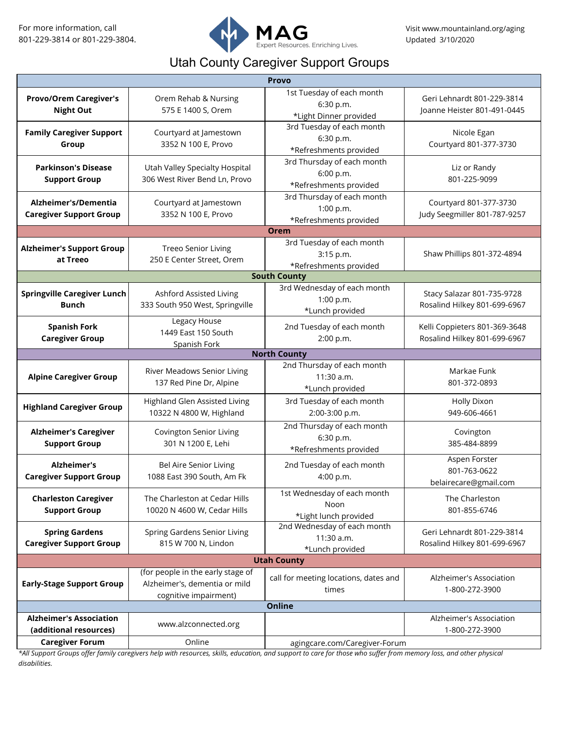For more information, call
801-229-3814 or 801-229-3804.

MAG
Expert Resources. Enriching Lives.

Visit www.mountainland.org/aging
Updated 3/10/2020

# Utah County Caregiver Support Groups

| | | | |
|---|---|---|---|
| **Provo** | | | |
| **Provo/Orem Caregiver's Night Out** | Orem Rehab & Nursing<br>575 E 1400 S, Orem | 1st Tuesday of each month<br>6:30 p.m.<br>*Light Dinner provided | Geri Lehnardt 801-229-3814<br>Joanne Heister 801-491-0445 |
| **Family Caregiver Support Group** | Courtyard at Jamestown<br>3352 N 100 E, Provo | 3rd Tuesday of each month<br>6:30 p.m.<br>*Refreshments provided | Nicole Egan<br>Courtyard 801-377-3730 |
| **Parkinson's Disease Support Group** | Utah Valley Specialty Hospital<br>306 West River Bend Ln, Provo | 3rd Thursday of each month<br>6:00 p.m.<br>*Refreshments provided | Liz or Randy<br>801-225-9099 |
| **Alzheimer's/Dementia Caregiver Support Group** | Courtyard at Jamestown<br>3352 N 100 E, Provo | 3rd Thursday of each month<br>1:00 p.m.<br>*Refreshments provided | Courtyard 801-377-3730<br>Judy Seegmiller 801-787-9257 |
| **Orem** | | | |
| **Alzheimer's Support Group at Treeo** | Treeo Senior Living<br>250 E Center Street, Orem | 3rd Tuesday of each month<br>3:15 p.m.<br>*Refreshments provided | Shaw Phillips 801-372-4894 |
| **South County** | | | |
| **Springville Caregiver Lunch Bunch** | Ashford Assisted Living<br>333 South 950 West, Springville | 3rd Wednesday of each month<br>1:00 p.m.<br>*Lunch provided | Stacy Salazar 801-735-9728<br>Rosalind Hilkey 801-699-6967 |
| **Spanish Fork Caregiver Group** | Legacy House<br>1449 East 150 South<br>Spanish Fork | 2nd Tuesday of each month<br>2:00 p.m. | Kelli Coppieters 801-369-3648<br>Rosalind Hilkey 801-699-6967 |
| **North County** | | | |
| **Alpine Caregiver Group** | River Meadows Senior Living<br>137 Red Pine Dr, Alpine | 2nd Thursday of each month<br>11:30 a.m.<br>*Lunch provided | Markae Funk<br>801-372-0893 |
| **Highland Caregiver Group** | Highland Glen Assisted Living<br>10322 N 4800 W, Highland | 3rd Tuesday of each month<br>2:00-3:00 p.m. | Holly Dixon<br>949-606-4661 |
| **Alzheimer's Caregiver Support Group** | Covington Senior Living<br>301 N 1200 E, Lehi | 2nd Thursday of each month<br>6:30 p.m.<br>*Refreshments provided | Covington<br>385-484-8899 |
| **Alzheimer's Caregiver Support Group** | Bel Aire Senior Living<br>1088 East 390 South, Am Fk | 2nd Tuesday of each month<br>4:00 p.m. | Aspen Forster<br>801-763-0622<br>belairecare@gmail.com |
| **Charleston Caregiver Support Group** | The Charleston at Cedar Hills<br>10020 N 4600 W, Cedar Hills | 1st Wednesday of each month<br>Noon<br>*Light lunch provided | The Charleston<br>801-855-6746 |
| **Spring Gardens Caregiver Support Group** | Spring Gardens Senior Living<br>815 W 700 N, Lindon | 2nd Wednesday of each month<br>11:30 a.m.<br>*Lunch provided | Geri Lehnardt 801-229-3814<br>Rosalind Hilkey 801-699-6967 |
| **Utah County** | | | |
| **Early-Stage Support Group** | (for people in the early stage of Alzheimer's, dementia or mild cognitive impairment) | call for meeting locations, dates and times | Alzheimer's Association<br>1-800-272-3900 |
| **Online** | | | |
| **Alzheimer's Association (additional resources)** | www.alzconnected.org | | Alzheimer's Association<br>1-800-272-3900 |
| **Caregiver Forum** | Online | agingcare.com/Caregiver-Forum | |

*\*All Support Groups offer family caregivers help with resources, skills, education, and support to care for those who suffer from memory loss, and other physical disabilities.*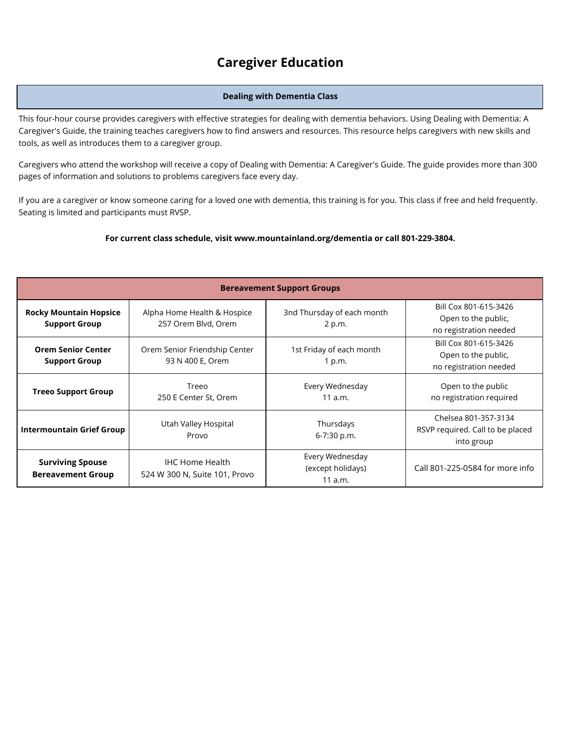# Caregiver Education

## Dealing with Dementia Class

This four-hour course provides caregivers with effective strategies for dealing with dementia behaviors. Using Dealing with Dementia: A Caregiver's Guide, the training teaches caregivers how to find answers and resources. This resource helps caregivers with new skills and tools, as well as introduces them to a caregiver group.

Caregivers who attend the workshop will receive a copy of Dealing with Dementia: A Caregiver's Guide. The guide provides more than 300 pages of information and solutions to problems caregivers face every day.

If you are a caregiver or know someone caring for a loved one with dementia, this training is for you. This class if free and held frequently. Seating is limited and participants must RVSP.

**For current class schedule, visit www.mountainland.org/dementia or call 801-229-3804.**

## Bereavement Support Groups

| | | | |
|---|---|---|---|
| **Rocky Mountain Hopsice Support Group** | Alpha Home Health & Hospice 257 Orem Blvd, Orem | 3nd Thursday of each month 2 p.m. | Bill Cox 801-615-3426 Open to the public, no registration needed |
| **Orem Senior Center Support Group** | Orem Senior Friendship Center 93 N 400 E, Orem | 1st Friday of each month 1 p.m. | Bill Cox 801-615-3426 Open to the public, no registration needed |
| **Treeo Support Group** | Treeo 250 E Center St, Orem | Every Wednesday 11 a.m. | Open to the public no registration required |
| **Intermountain Grief Group** | Utah Valley Hospital Provo | Thursdays 6-7:30 p.m. | Chelsea 801-357-3134 RSVP required. Call to be placed into group |
| **Surviving Spouse Bereavement Group** | IHC Home Health 524 W 300 N, Suite 101, Provo | Every Wednesday (except holidays) 11 a.m. | Call 801-225-0584 for more info |